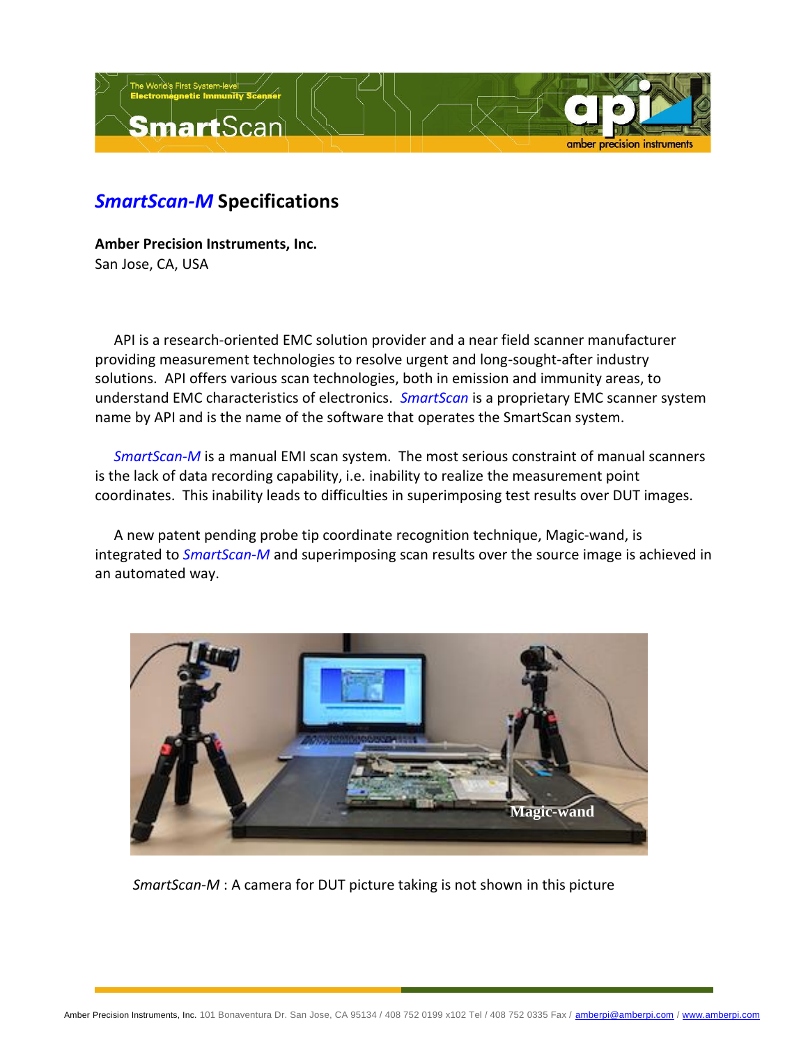## *SmartScan-M* Specifications

**Amber Precision Instruments, Inc.**
San Jose, CA, USA

API is a research-oriented EMC solution provider and a near field scanner manufacturer providing measurement technologies to resolve urgent and long-sought-after industry solutions. API offers various scan technologies, both in emission and immunity areas, to understand EMC characteristics of electronics. *SmartScan* is a proprietary EMC scanner system name by API and is the name of the software that operates the SmartScan system.

*SmartScan-M* is a manual EMI scan system. The most serious constraint of manual scanners is the lack of data recording capability, i.e. inability to realize the measurement point coordinates. This inability leads to difficulties in superimposing test results over DUT images.

A new patent pending probe tip coordinate recognition technique, Magic-wand, is integrated to *SmartScan-M* and superimposing scan results over the source image is achieved in an automated way.

*SmartScan-M* : A camera for DUT picture taking is not shown in this picture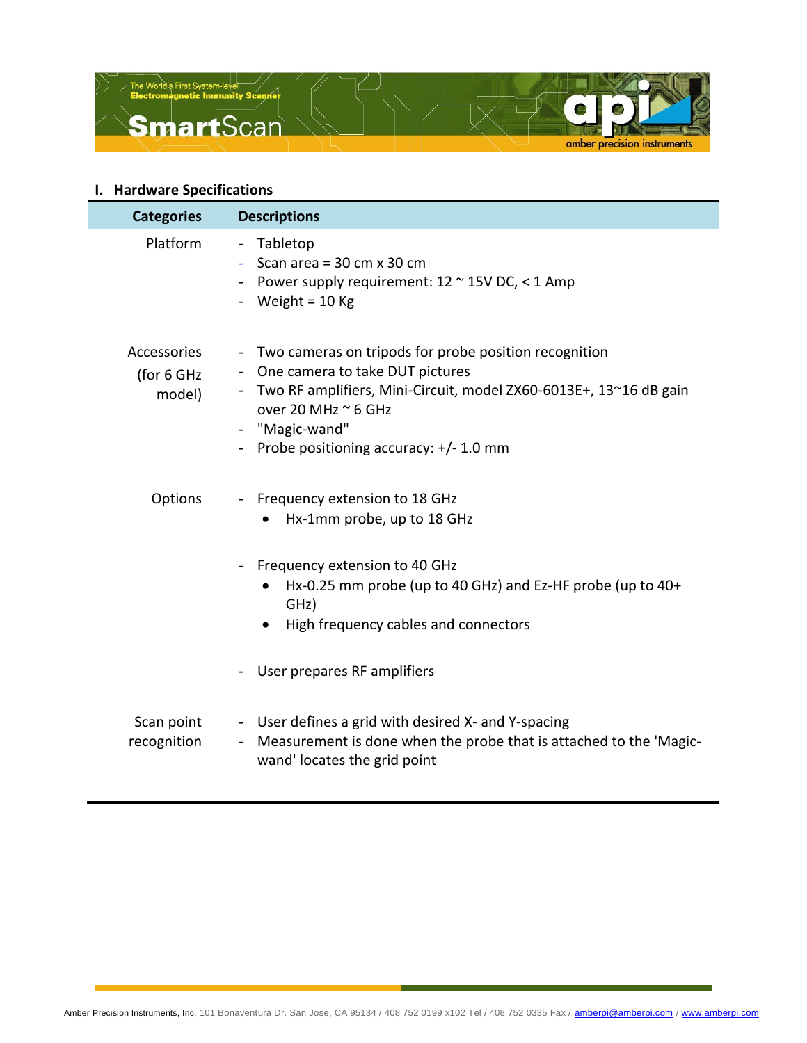## I. Hardware Specifications

| Categories | Descriptions |
|---|---|
| Platform | - Tabletop<br>- Scan area = 30 cm x 30 cm<br>- Power supply requirement: 12 ~ 15V DC, < 1 Amp<br>- Weight = 10 Kg |
| Accessories (for 6 GHz model) | - Two cameras on tripods for probe position recognition<br>- One camera to take DUT pictures<br>- Two RF amplifiers, Mini-Circuit, model ZX60-6013E+, 13~16 dB gain over 20 MHz ~ 6 GHz<br>- "Magic-wand"<br>- Probe positioning accuracy: +/- 1.0 mm |
| Options | - Frequency extension to 18 GHz<br>  • Hx-1mm probe, up to 18 GHz<br>- Frequency extension to 40 GHz<br>  • Hx-0.25 mm probe (up to 40 GHz) and Ez-HF probe (up to 40+ GHz)<br>  • High frequency cables and connectors<br>- User prepares RF amplifiers |
| Scan point recognition | - User defines a grid with desired X- and Y-spacing<br>- Measurement is done when the probe that is attached to the 'Magic-wand' locates the grid point |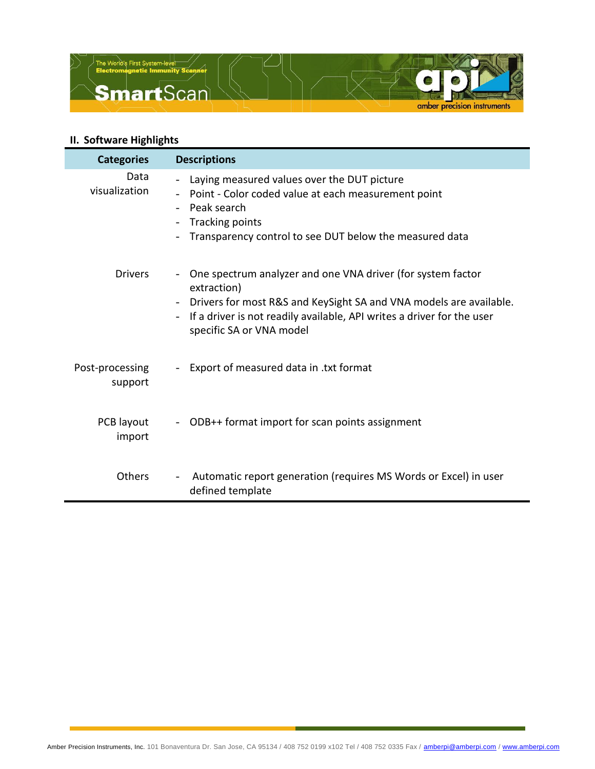## II. Software Highlights

| Categories | Descriptions |
|---|---|
| Data visualization | - Laying measured values over the DUT picture<br>- Point - Color coded value at each measurement point<br>- Peak search<br>- Tracking points<br>- Transparency control to see DUT below the measured data |
| Drivers | - One spectrum analyzer and one VNA driver (for system factor extraction)<br>- Drivers for most R&S and KeySight SA and VNA models are available.<br>- If a driver is not readily available, API writes a driver for the user specific SA or VNA model |
| Post-processing support | - Export of measured data in .txt format |
| PCB layout import | - ODB++ format import for scan points assignment |
| Others | - Automatic report generation (requires MS Words or Excel) in user defined template |